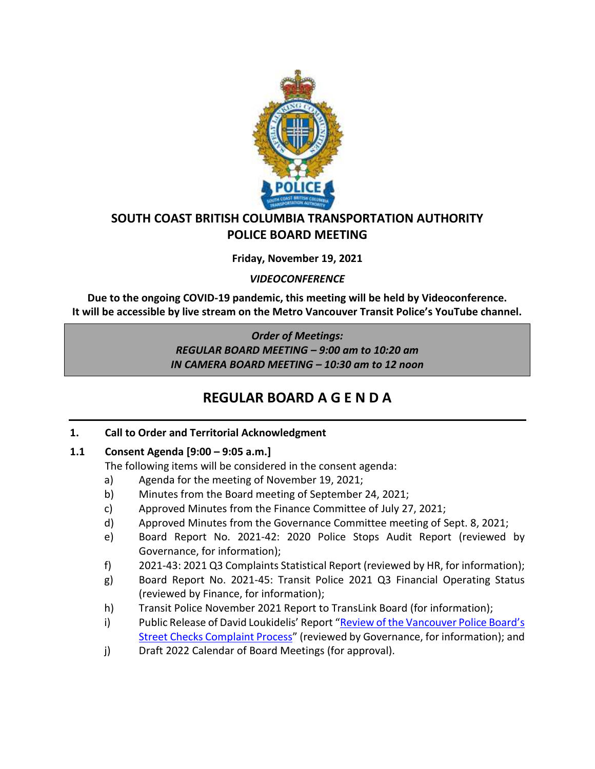# SOUTH COAST BRITISH COLUMBIA TRANSPORTATION AUTHORITY POLICE BOARD MEETING

**Friday, November 19, 2021**

***VIDEOCONFERENCE***

**Due to the ongoing COVID-19 pandemic, this meeting will be held by Videoconference. It will be accessible by live stream on the Metro Vancouver Transit Police's YouTube channel.**

***Order of Meetings:***
***REGULAR BOARD MEETING – 9:00 am to 10:20 am***
***IN CAMERA BOARD MEETING – 10:30 am to 12 noon***

## REGULAR BOARD A G E N D A

**1. Call to Order and Territorial Acknowledgment**

**1.1 Consent Agenda [9:00 – 9:05 a.m.]**

The following items will be considered in the consent agenda:

a) Agenda for the meeting of November 19, 2021;
b) Minutes from the Board meeting of September 24, 2021;
c) Approved Minutes from the Finance Committee of July 27, 2021;
d) Approved Minutes from the Governance Committee meeting of Sept. 8, 2021;
e) Board Report No. 2021-42: 2020 Police Stops Audit Report (reviewed by Governance, for information);
f) 2021-43: 2021 Q3 Complaints Statistical Report (reviewed by HR, for information);
g) Board Report No. 2021-45: Transit Police 2021 Q3 Financial Operating Status (reviewed by Finance, for information);
h) Transit Police November 2021 Report to TransLink Board (for information);
i) Public Release of David Loukidelis' Report "Review of the Vancouver Police Board's Street Checks Complaint Process" (reviewed by Governance, for information); and
j) Draft 2022 Calendar of Board Meetings (for approval).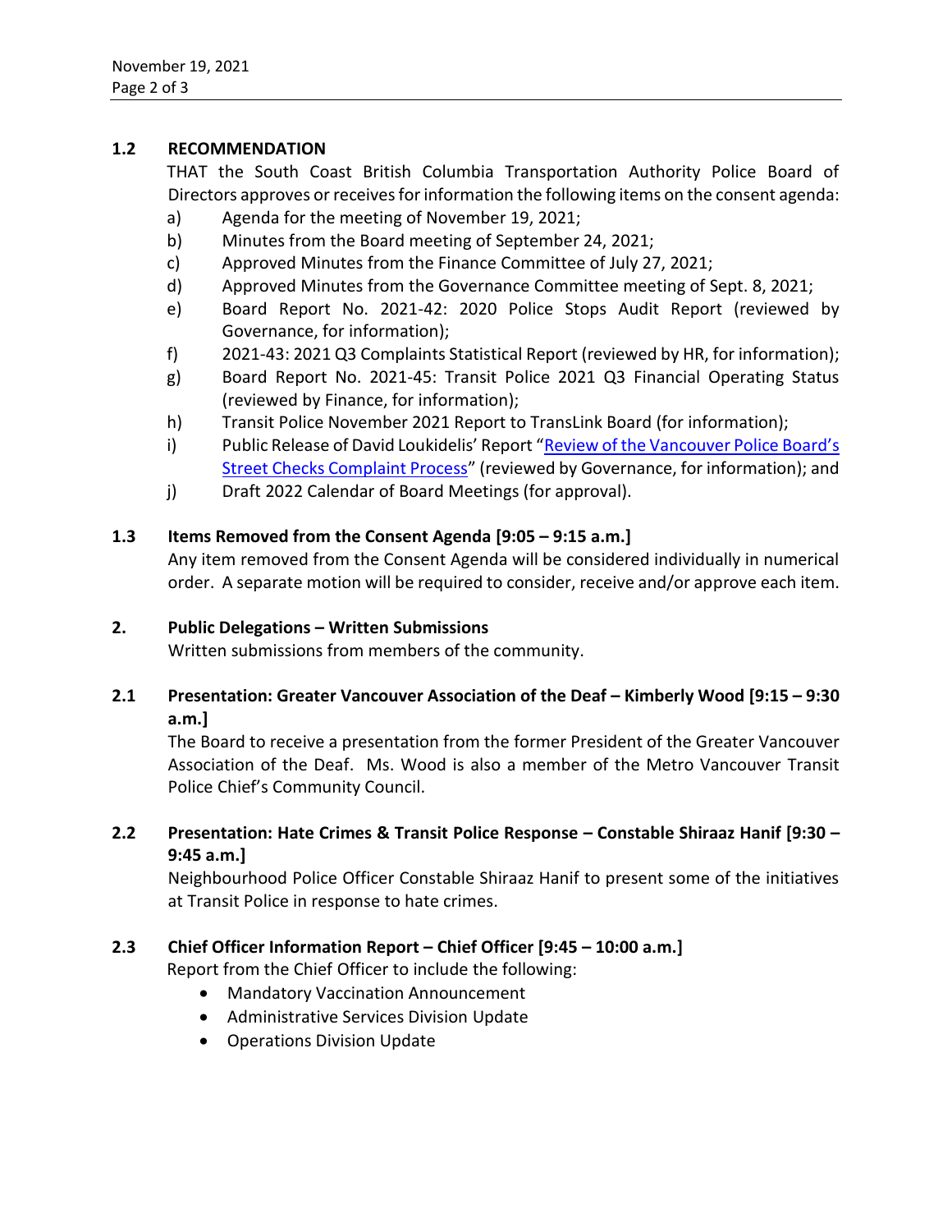### 1.2 RECOMMENDATION

THAT the South Coast British Columbia Transportation Authority Police Board of Directors approves or receives for information the following items on the consent agenda:

a) Agenda for the meeting of November 19, 2021;
b) Minutes from the Board meeting of September 24, 2021;
c) Approved Minutes from the Finance Committee of July 27, 2021;
d) Approved Minutes from the Governance Committee meeting of Sept. 8, 2021;
e) Board Report No. 2021-42: 2020 Police Stops Audit Report (reviewed by Governance, for information);
f) 2021-43: 2021 Q3 Complaints Statistical Report (reviewed by HR, for information);
g) Board Report No. 2021-45: Transit Police 2021 Q3 Financial Operating Status (reviewed by Finance, for information);
h) Transit Police November 2021 Report to TransLink Board (for information);
i) Public Release of David Loukidelis' Report "Review of the Vancouver Police Board's Street Checks Complaint Process" (reviewed by Governance, for information); and
j) Draft 2022 Calendar of Board Meetings (for approval).

### 1.3 Items Removed from the Consent Agenda [9:05 – 9:15 a.m.]

Any item removed from the Consent Agenda will be considered individually in numerical order. A separate motion will be required to consider, receive and/or approve each item.

## 2. Public Delegations – Written Submissions

Written submissions from members of the community.

### 2.1 Presentation: Greater Vancouver Association of the Deaf – Kimberly Wood [9:15 – 9:30 a.m.]

The Board to receive a presentation from the former President of the Greater Vancouver Association of the Deaf. Ms. Wood is also a member of the Metro Vancouver Transit Police Chief's Community Council.

### 2.2 Presentation: Hate Crimes & Transit Police Response – Constable Shiraaz Hanif [9:30 – 9:45 a.m.]

Neighbourhood Police Officer Constable Shiraaz Hanif to present some of the initiatives at Transit Police in response to hate crimes.

### 2.3 Chief Officer Information Report – Chief Officer [9:45 – 10:00 a.m.]

Report from the Chief Officer to include the following:

- Mandatory Vaccination Announcement
- Administrative Services Division Update
- Operations Division Update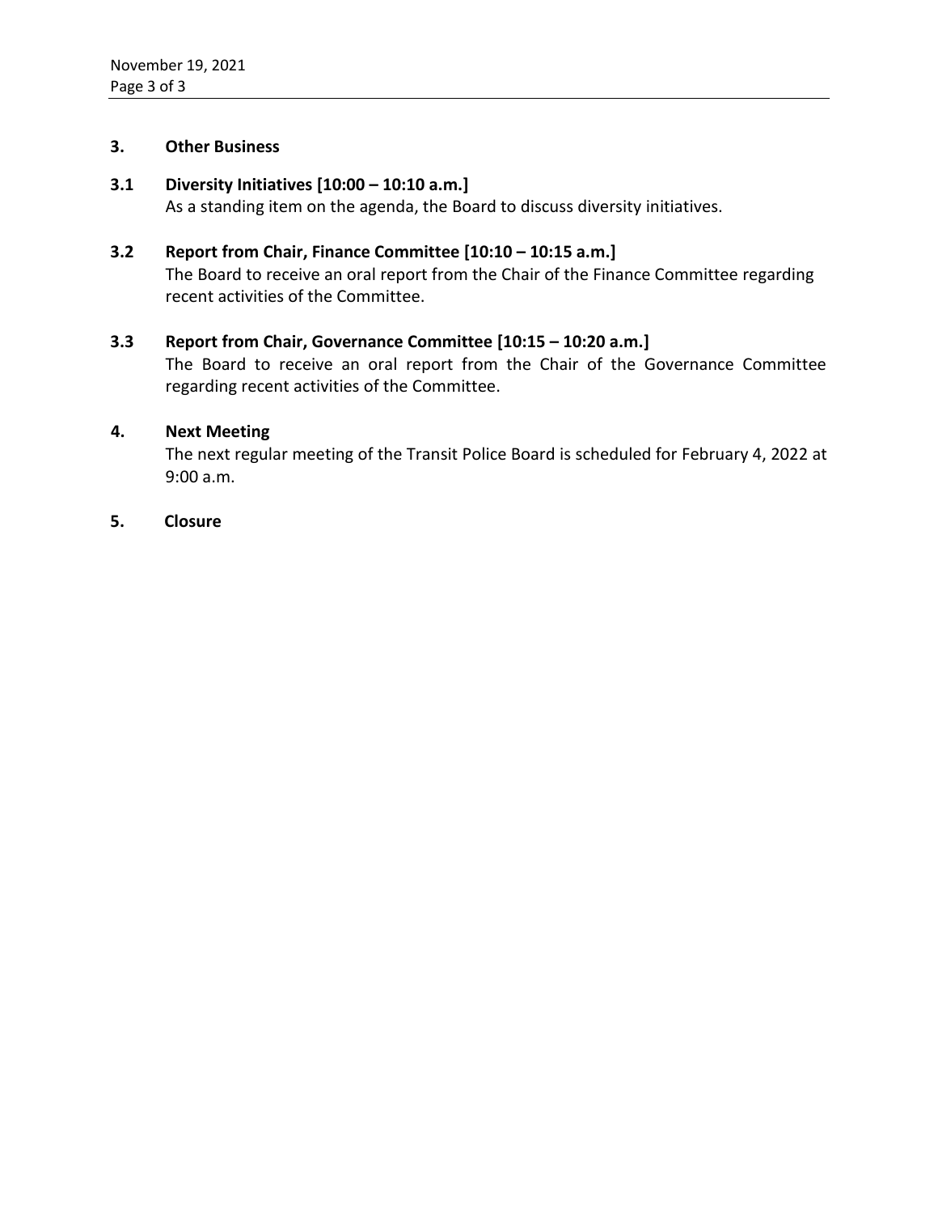## 3. Other Business

### 3.1 Diversity Initiatives [10:00 – 10:10 a.m.]

As a standing item on the agenda, the Board to discuss diversity initiatives.

### 3.2 Report from Chair, Finance Committee [10:10 – 10:15 a.m.]

The Board to receive an oral report from the Chair of the Finance Committee regarding recent activities of the Committee.

### 3.3 Report from Chair, Governance Committee [10:15 – 10:20 a.m.]

The Board to receive an oral report from the Chair of the Governance Committee regarding recent activities of the Committee.

## 4. Next Meeting

The next regular meeting of the Transit Police Board is scheduled for February 4, 2022 at 9:00 a.m.

## 5. Closure